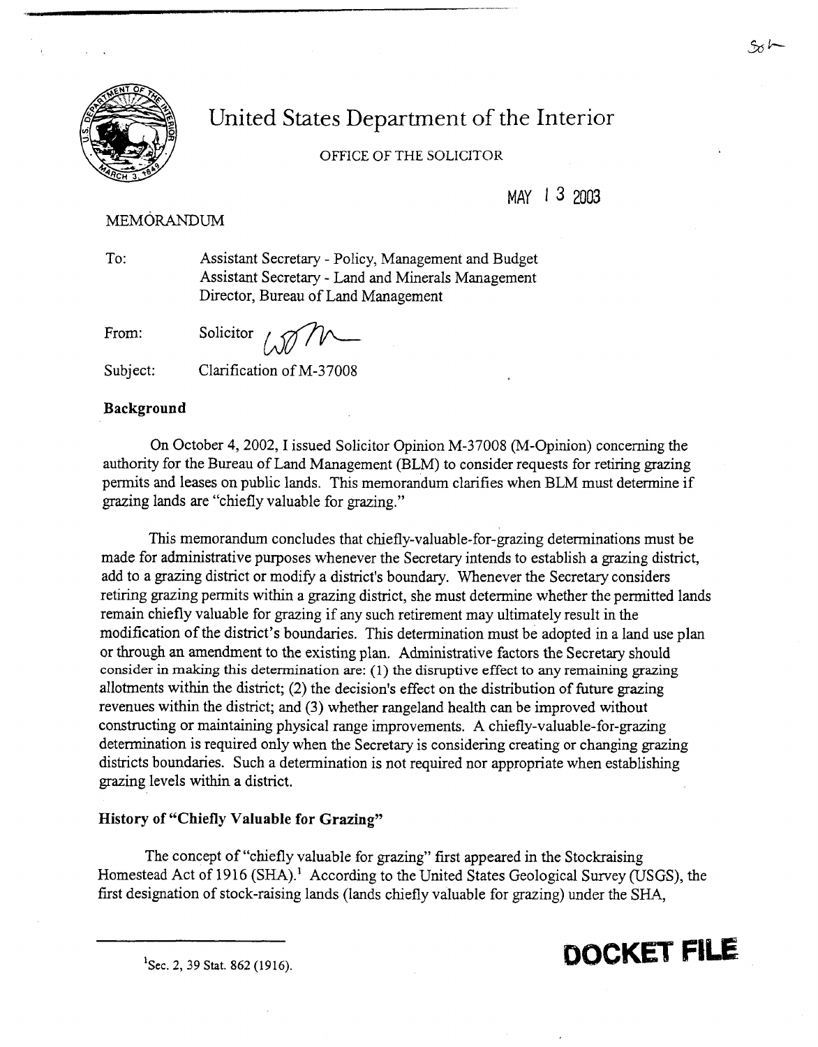# United States Department of the Interior

OFFICE OF THE SOLICITOR

MAY 13 2003

MEMORANDUM

To: Assistant Secretary - Policy, Management and Budget
Assistant Secretary - Land and Minerals Management
Director, Bureau of Land Management

From: Solicitor

Subject: Clarification of M-37008

## Background

On October 4, 2002, I issued Solicitor Opinion M-37008 (M-Opinion) concerning the authority for the Bureau of Land Management (BLM) to consider requests for retiring grazing permits and leases on public lands. This memorandum clarifies when BLM must determine if grazing lands are "chiefly valuable for grazing."

This memorandum concludes that chiefly-valuable-for-grazing determinations must be made for administrative purposes whenever the Secretary intends to establish a grazing district, add to a grazing district or modify a district's boundary. Whenever the Secretary considers retiring grazing permits within a grazing district, she must determine whether the permitted lands remain chiefly valuable for grazing if any such retirement may ultimately result in the modification of the district's boundaries. This determination must be adopted in a land use plan or through an amendment to the existing plan. Administrative factors the Secretary should consider in making this determination are: (1) the disruptive effect to any remaining grazing allotments within the district; (2) the decision's effect on the distribution of future grazing revenues within the district; and (3) whether rangeland health can be improved without constructing or maintaining physical range improvements. A chiefly-valuable-for-grazing determination is required only when the Secretary is considering creating or changing grazing districts boundaries. Such a determination is not required nor appropriate when establishing grazing levels within a district.

## History of "Chiefly Valuable for Grazing"

The concept of "chiefly valuable for grazing" first appeared in the Stockraising Homestead Act of 1916 (SHA).[1] According to the United States Geological Survey (USGS), the first designation of stock-raising lands (lands chiefly valuable for grazing) under the SHA,

[1] Sec. 2, 39 Stat. 862 (1916).

DOCKET FILE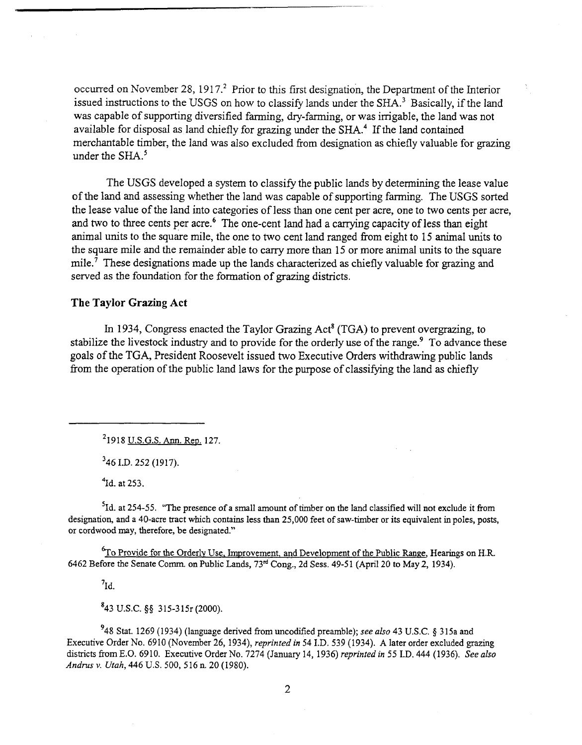occurred on November 28, 1917.[2] Prior to this first designation, the Department of the Interior issued instructions to the USGS on how to classify lands under the SHA.[3] Basically, if the land was capable of supporting diversified farming, dry-farming, or was irrigable, the land was not available for disposal as land chiefly for grazing under the SHA.[4] If the land contained merchantable timber, the land was also excluded from designation as chiefly valuable for grazing under the SHA.[5]

The USGS developed a system to classify the public lands by determining the lease value of the land and assessing whether the land was capable of supporting farming. The USGS sorted the lease value of the land into categories of less than one cent per acre, one to two cents per acre, and two to three cents per acre.[6] The one-cent land had a carrying capacity of less than eight animal units to the square mile, the one to two cent land ranged from eight to 15 animal units to the square mile and the remainder able to carry more than 15 or more animal units to the square mile.[7] These designations made up the lands characterized as chiefly valuable for grazing and served as the foundation for the formation of grazing districts.

### The Taylor Grazing Act

In 1934, Congress enacted the Taylor Grazing Act[8] (TGA) to prevent overgrazing, to stabilize the livestock industry and to provide for the orderly use of the range.[9] To advance these goals of the TGA, President Roosevelt issued two Executive Orders withdrawing public lands from the operation of the public land laws for the purpose of classifying the land as chiefly

---

[2] 1918 U.S.G.S. Ann. Rep. 127.

[3] 46 I.D. 252 (1917).

[4] Id. at 253.

[5] Id. at 254-55. "The presence of a small amount of timber on the land classified will not exclude it from designation, and a 40-acre tract which contains less than 25,000 feet of saw-timber or its equivalent in poles, posts, or cordwood may, therefore, be designated."

[6] To Provide for the Orderly Use, Improvement, and Development of the Public Range, Hearings on H.R. 6462 Before the Senate Comm. on Public Lands, 73rd Cong., 2d Sess. 49-51 (April 20 to May 2, 1934).

[7] Id.

[8] 43 U.S.C. §§ 315-315r (2000).

[9] 48 Stat. 1269 (1934) (language derived from uncodified preamble); *see also* 43 U.S.C. § 315a and Executive Order No. 6910 (November 26, 1934), *reprinted in* 54 I.D. 539 (1934). A later order excluded grazing districts from E.O. 6910. Executive Order No. 7274 (January 14, 1936) *reprinted in* 55 I.D. 444 (1936). *See also Andrus v. Utah*, 446 U.S. 500, 516 n. 20 (1980).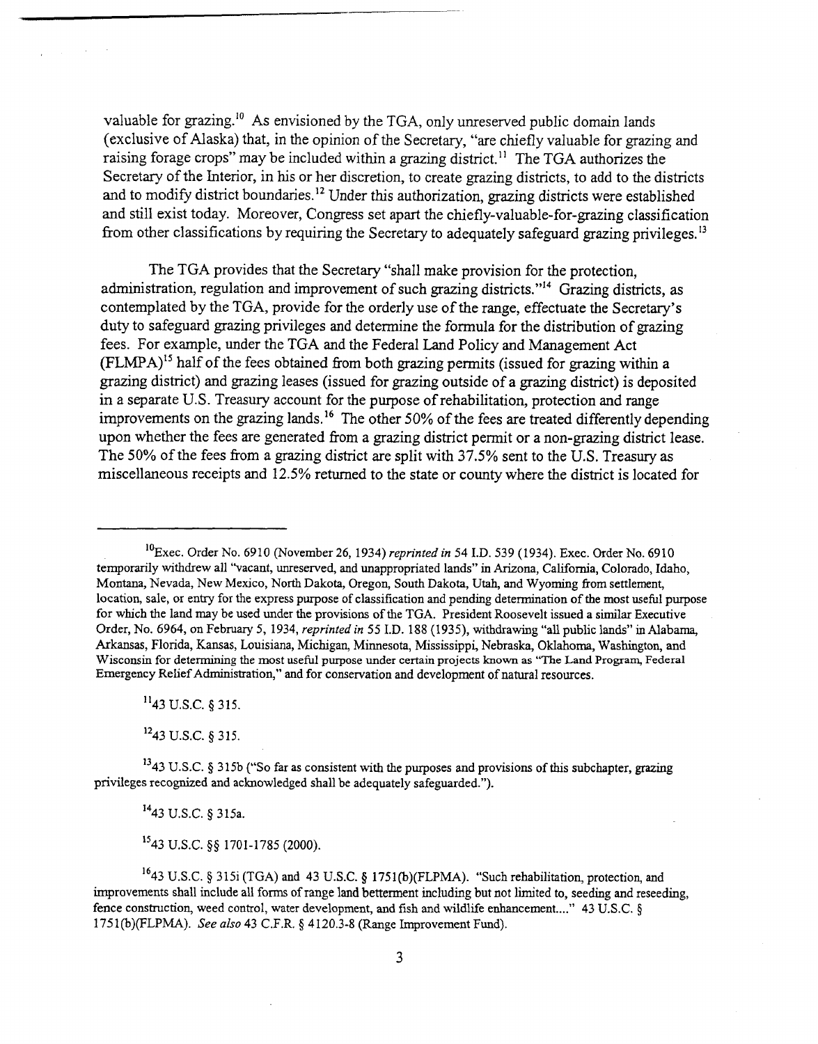valuable for grazing.[10] As envisioned by the TGA, only unreserved public domain lands (exclusive of Alaska) that, in the opinion of the Secretary, "are chiefly valuable for grazing and raising forage crops" may be included within a grazing district.[11] The TGA authorizes the Secretary of the Interior, in his or her discretion, to create grazing districts, to add to the districts and to modify district boundaries.[12] Under this authorization, grazing districts were established and still exist today. Moreover, Congress set apart the chiefly-valuable-for-grazing classification from other classifications by requiring the Secretary to adequately safeguard grazing privileges.[13]

The TGA provides that the Secretary "shall make provision for the protection, administration, regulation and improvement of such grazing districts."[14] Grazing districts, as contemplated by the TGA, provide for the orderly use of the range, effectuate the Secretary's duty to safeguard grazing privileges and determine the formula for the distribution of grazing fees. For example, under the TGA and the Federal Land Policy and Management Act (FLMPA)[15] half of the fees obtained from both grazing permits (issued for grazing within a grazing district) and grazing leases (issued for grazing outside of a grazing district) is deposited in a separate U.S. Treasury account for the purpose of rehabilitation, protection and range improvements on the grazing lands.[16] The other 50% of the fees are treated differently depending upon whether the fees are generated from a grazing district permit or a non-grazing district lease. The 50% of the fees from a grazing district are split with 37.5% sent to the U.S. Treasury as miscellaneous receipts and 12.5% returned to the state or county where the district is located for

---

[10] Exec. Order No. 6910 (November 26, 1934) *reprinted in* 54 I.D. 539 (1934). Exec. Order No. 6910 temporarily withdrew all "vacant, unreserved, and unappropriated lands" in Arizona, California, Colorado, Idaho, Montana, Nevada, New Mexico, North Dakota, Oregon, South Dakota, Utah, and Wyoming from settlement, location, sale, or entry for the express purpose of classification and pending determination of the most useful purpose for which the land may be used under the provisions of the TGA. President Roosevelt issued a similar Executive Order, No. 6964, on February 5, 1934, *reprinted in* 55 I.D. 188 (1935), withdrawing "all public lands" in Alabama, Arkansas, Florida, Kansas, Louisiana, Michigan, Minnesota, Mississippi, Nebraska, Oklahoma, Washington, and Wisconsin for determining the most useful purpose under certain projects known as "The Land Program, Federal Emergency Relief Administration," and for conservation and development of natural resources.

[11] 43 U.S.C. § 315.

[12] 43 U.S.C. § 315.

[13] 43 U.S.C. § 315b ("So far as consistent with the purposes and provisions of this subchapter, grazing privileges recognized and acknowledged shall be adequately safeguarded.").

[14] 43 U.S.C. § 315a.

[15] 43 U.S.C. §§ 1701-1785 (2000).

[16] 43 U.S.C. § 315i (TGA) and 43 U.S.C. § 1751(b)(FLPMA). "Such rehabilitation, protection, and improvements shall include all forms of range land betterment including but not limited to, seeding and reseeding, fence construction, weed control, water development, and fish and wildlife enhancement...." 43 U.S.C. § 1751(b)(FLPMA). *See also* 43 C.F.R. § 4120.3-8 (Range Improvement Fund).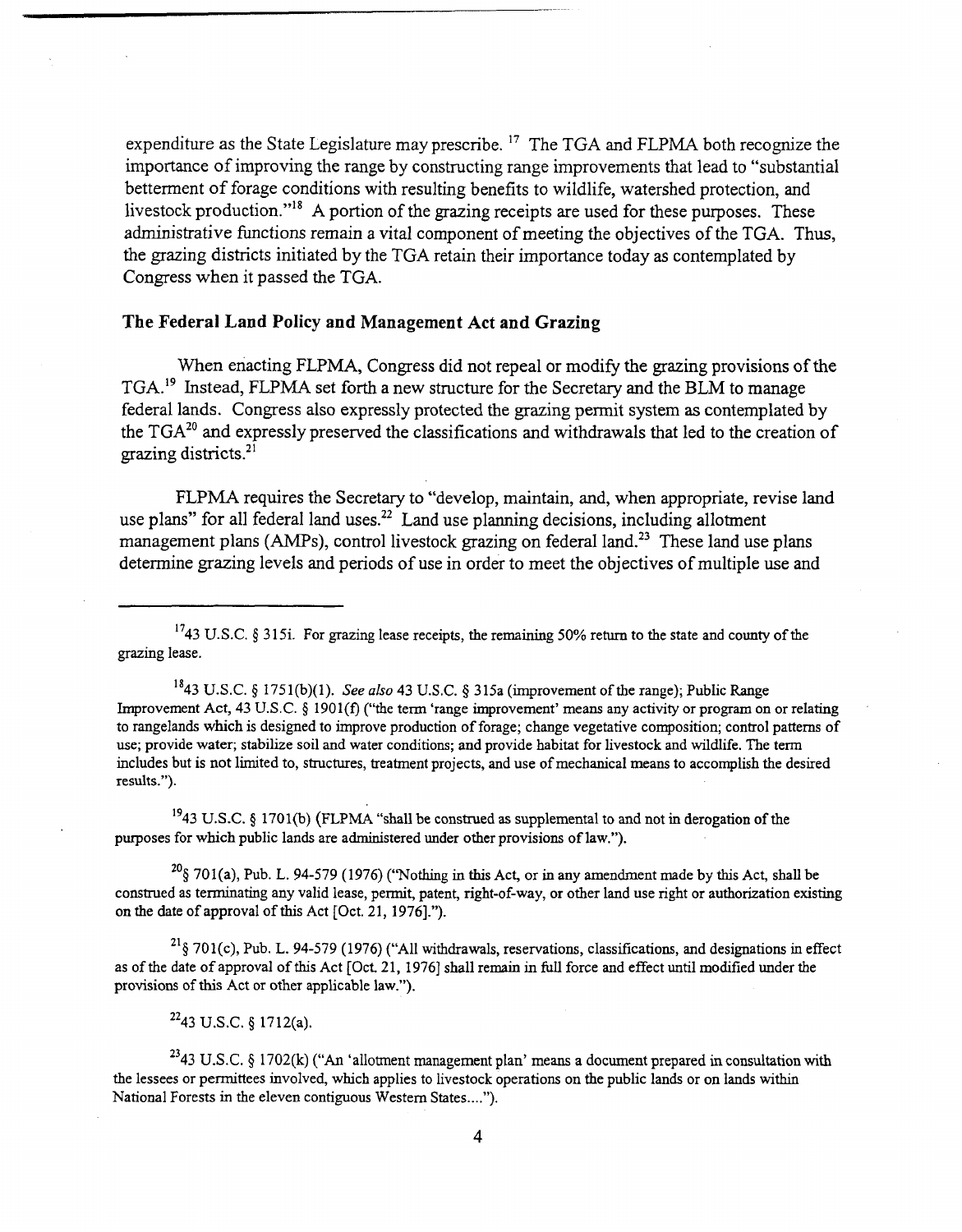expenditure as the State Legislature may prescribe. [17] The TGA and FLPMA both recognize the importance of improving the range by constructing range improvements that lead to "substantial betterment of forage conditions with resulting benefits to wildlife, watershed protection, and livestock production."[18] A portion of the grazing receipts are used for these purposes. These administrative functions remain a vital component of meeting the objectives of the TGA. Thus, the grazing districts initiated by the TGA retain their importance today as contemplated by Congress when it passed the TGA.

### The Federal Land Policy and Management Act and Grazing

When enacting FLPMA, Congress did not repeal or modify the grazing provisions of the TGA.[19] Instead, FLPMA set forth a new structure for the Secretary and the BLM to manage federal lands. Congress also expressly protected the grazing permit system as contemplated by the TGA[20] and expressly preserved the classifications and withdrawals that led to the creation of grazing districts.[21]

FLPMA requires the Secretary to "develop, maintain, and, when appropriate, revise land use plans" for all federal land uses.[22] Land use planning decisions, including allotment management plans (AMPs), control livestock grazing on federal land.[23] These land use plans determine grazing levels and periods of use in order to meet the objectives of multiple use and

---

[17] 43 U.S.C. § 315i. For grazing lease receipts, the remaining 50% return to the state and county of the grazing lease.

[18] 43 U.S.C. § 1751(b)(1). *See also* 43 U.S.C. § 315a (improvement of the range); Public Range Improvement Act, 43 U.S.C. § 1901(f) ("the term 'range improvement' means any activity or program on or relating to rangelands which is designed to improve production of forage; change vegetative composition; control patterns of use; provide water; stabilize soil and water conditions; and provide habitat for livestock and wildlife. The term includes but is not limited to, structures, treatment projects, and use of mechanical means to accomplish the desired results.").

[19] 43 U.S.C. § 1701(b) (FLPMA "shall be construed as supplemental to and not in derogation of the purposes for which public lands are administered under other provisions of law.").

[20] § 701(a), Pub. L. 94-579 (1976) ("Nothing in this Act, or in any amendment made by this Act, shall be construed as terminating any valid lease, permit, patent, right-of-way, or other land use right or authorization existing on the date of approval of this Act [Oct. 21, 1976].").

[21] § 701(c), Pub. L. 94-579 (1976) ("All withdrawals, reservations, classifications, and designations in effect as of the date of approval of this Act [Oct. 21, 1976] shall remain in full force and effect until modified under the provisions of this Act or other applicable law.").

[22] 43 U.S.C. § 1712(a).

[23] 43 U.S.C. § 1702(k) ("An 'allotment management plan' means a document prepared in consultation with the lessees or permittees involved, which applies to livestock operations on the public lands or on lands within National Forests in the eleven contiguous Western States....").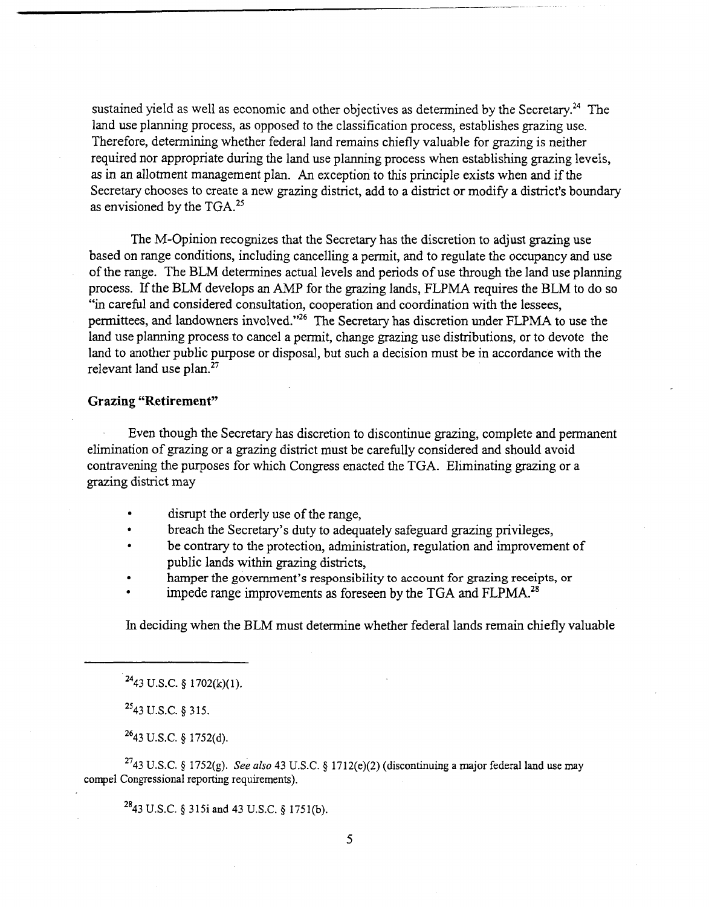sustained yield as well as economic and other objectives as determined by the Secretary.[24] The land use planning process, as opposed to the classification process, establishes grazing use. Therefore, determining whether federal land remains chiefly valuable for grazing is neither required nor appropriate during the land use planning process when establishing grazing levels, as in an allotment management plan. An exception to this principle exists when and if the Secretary chooses to create a new grazing district, add to a district or modify a district's boundary as envisioned by the TGA.[25]

The M-Opinion recognizes that the Secretary has the discretion to adjust grazing use based on range conditions, including cancelling a permit, and to regulate the occupancy and use of the range. The BLM determines actual levels and periods of use through the land use planning process. If the BLM develops an AMP for the grazing lands, FLPMA requires the BLM to do so "in careful and considered consultation, cooperation and coordination with the lessees, permittees, and landowners involved."[26] The Secretary has discretion under FLPMA to use the land use planning process to cancel a permit, change grazing use distributions, or to devote the land to another public purpose or disposal, but such a decision must be in accordance with the relevant land use plan.[27]

**Grazing "Retirement"**

Even though the Secretary has discretion to discontinue grazing, complete and permanent elimination of grazing or a grazing district must be carefully considered and should avoid contravening the purposes for which Congress enacted the TGA. Eliminating grazing or a grazing district may

- disrupt the orderly use of the range,
- breach the Secretary's duty to adequately safeguard grazing privileges,
- be contrary to the protection, administration, regulation and improvement of public lands within grazing districts,
- hamper the government's responsibility to account for grazing receipts, or
- impede range improvements as foreseen by the TGA and FLPMA.[28]

In deciding when the BLM must determine whether federal lands remain chiefly valuable

---

[24] 43 U.S.C. § 1702(k)(1).

[25] 43 U.S.C. § 315.

[26] 43 U.S.C. § 1752(d).

[27] 43 U.S.C. § 1752(g). *See also* 43 U.S.C. § 1712(e)(2) (discontinuing a major federal land use may compel Congressional reporting requirements).

[28] 43 U.S.C. § 315i and 43 U.S.C. § 1751(b).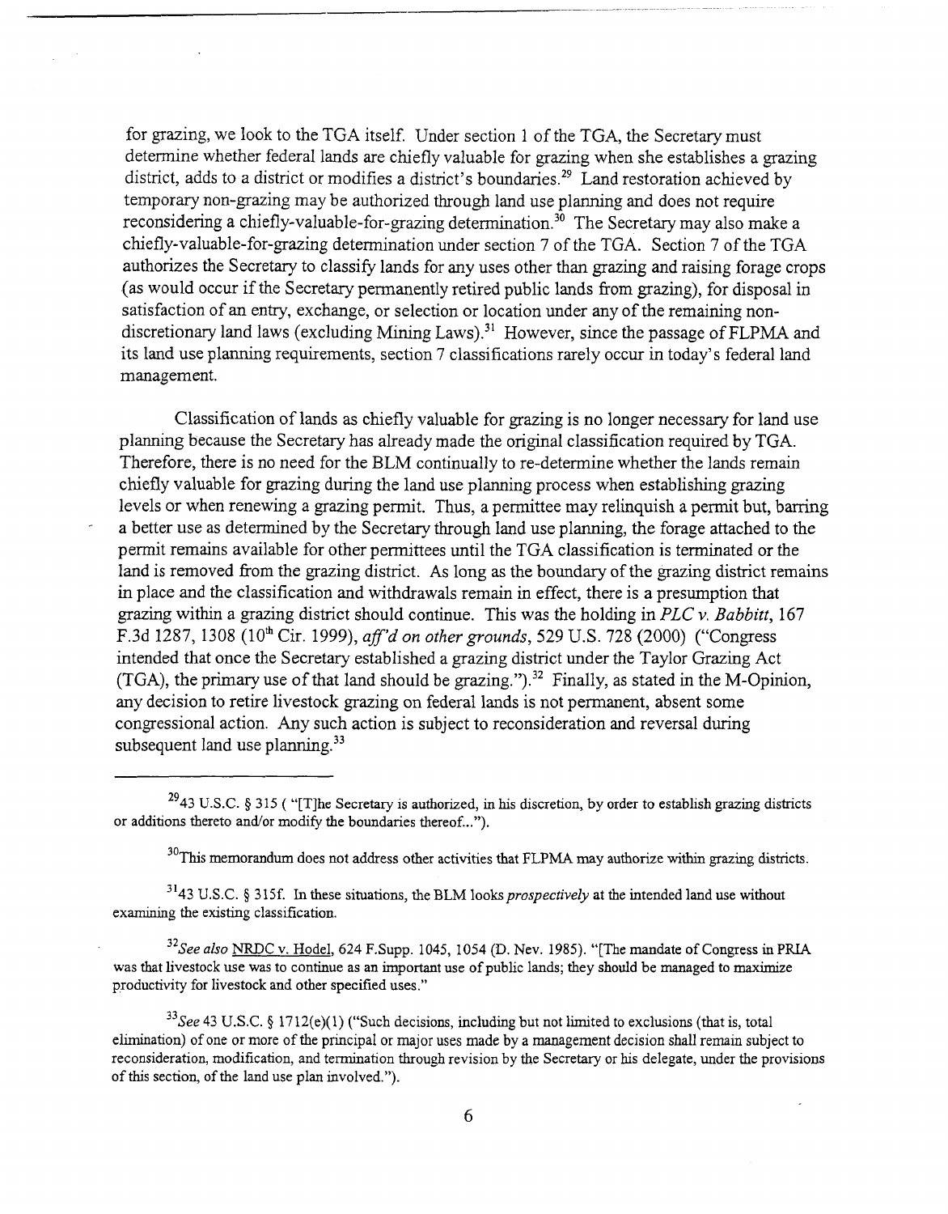for grazing, we look to the TGA itself. Under section 1 of the TGA, the Secretary must determine whether federal lands are chiefly valuable for grazing when she establishes a grazing district, adds to a district or modifies a district's boundaries.[29] Land restoration achieved by temporary non-grazing may be authorized through land use planning and does not require reconsidering a chiefly-valuable-for-grazing determination.[30] The Secretary may also make a chiefly-valuable-for-grazing determination under section 7 of the TGA. Section 7 of the TGA authorizes the Secretary to classify lands for any uses other than grazing and raising forage crops (as would occur if the Secretary permanently retired public lands from grazing), for disposal in satisfaction of an entry, exchange, or selection or location under any of the remaining non-discretionary land laws (excluding Mining Laws).[31] However, since the passage of FLPMA and its land use planning requirements, section 7 classifications rarely occur in today's federal land management.

Classification of lands as chiefly valuable for grazing is no longer necessary for land use planning because the Secretary has already made the original classification required by TGA. Therefore, there is no need for the BLM continually to re-determine whether the lands remain chiefly valuable for grazing during the land use planning process when establishing grazing levels or when renewing a grazing permit. Thus, a permittee may relinquish a permit but, barring a better use as determined by the Secretary through land use planning, the forage attached to the permit remains available for other permittees until the TGA classification is terminated or the land is removed from the grazing district. As long as the boundary of the grazing district remains in place and the classification and withdrawals remain in effect, there is a presumption that grazing within a grazing district should continue. This was the holding in *PLC v. Babbitt*, 167 F.3d 1287, 1308 (10th Cir. 1999), *aff'd on other grounds*, 529 U.S. 728 (2000) ("Congress intended that once the Secretary established a grazing district under the Taylor Grazing Act (TGA), the primary use of that land should be grazing.").[32] Finally, as stated in the M-Opinion, any decision to retire livestock grazing on federal lands is not permanent, absent some congressional action. Any such action is subject to reconsideration and reversal during subsequent land use planning.[33]

---

[29] 43 U.S.C. § 315 ( "[T]he Secretary is authorized, in his discretion, by order to establish grazing districts or additions thereto and/or modify the boundaries thereof...").

[30] This memorandum does not address other activities that FLPMA may authorize within grazing districts.

[31] 43 U.S.C. § 315f. In these situations, the BLM looks *prospectively* at the intended land use without examining the existing classification.

[32] *See also* NRDC v. Hodel, 624 F.Supp. 1045, 1054 (D. Nev. 1985). "[The mandate of Congress in PRIA was that livestock use was to continue as an important use of public lands; they should be managed to maximize productivity for livestock and other specified uses."

[33] *See* 43 U.S.C. § 1712(e)(1) ("Such decisions, including but not limited to exclusions (that is, total elimination) of one or more of the principal or major uses made by a management decision shall remain subject to reconsideration, modification, and termination through revision by the Secretary or his delegate, under the provisions of this section, of the land use plan involved.").